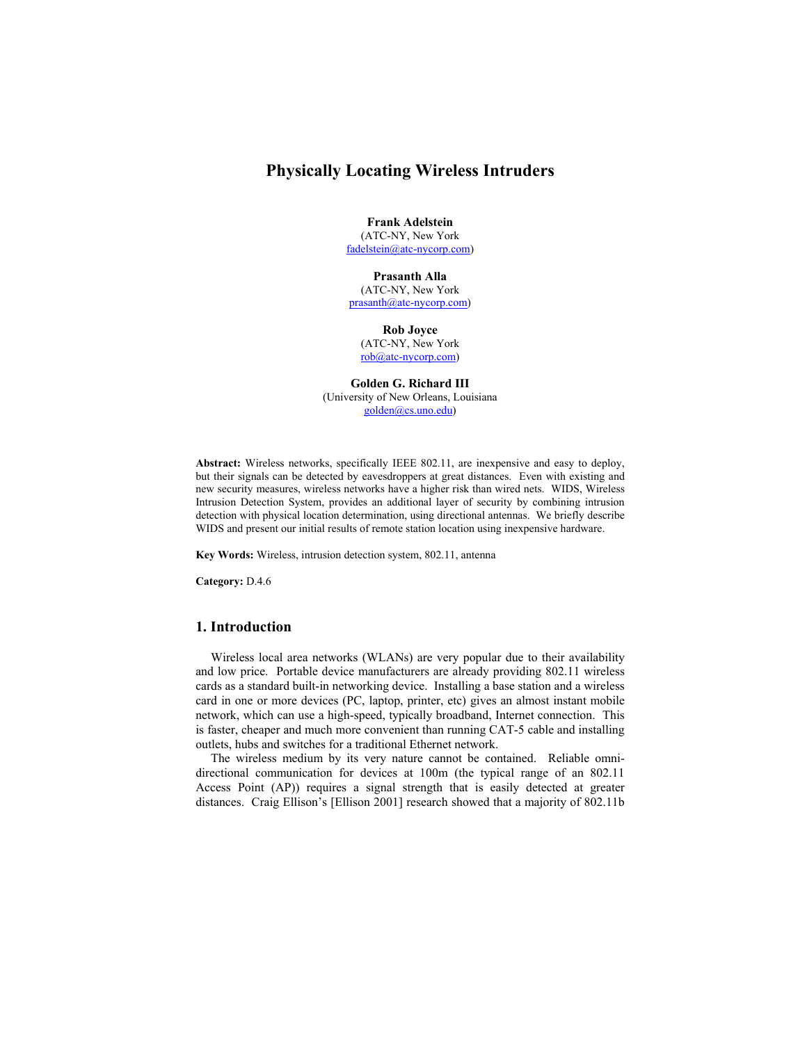# Physically Locating Wireless Intruders

**Frank Adelstein**
(ATC-NY, New York
fadelstein@atc-nycorp.com)

**Prasanth Alla**
(ATC-NY, New York
prasanth@atc-nycorp.com)

**Rob Joyce**
(ATC-NY, New York
rob@atc-nycorp.com)

**Golden G. Richard III**
(University of New Orleans, Louisiana
golden@cs.uno.edu)

**Abstract:** Wireless networks, specifically IEEE 802.11, are inexpensive and easy to deploy, but their signals can be detected by eavesdroppers at great distances. Even with existing and new security measures, wireless networks have a higher risk than wired nets. WIDS, Wireless Intrusion Detection System, provides an additional layer of security by combining intrusion detection with physical location determination, using directional antennas. We briefly describe WIDS and present our initial results of remote station location using inexpensive hardware.

**Key Words:** Wireless, intrusion detection system, 802.11, antenna

**Category:** D.4.6

## 1. Introduction

Wireless local area networks (WLANs) are very popular due to their availability and low price. Portable device manufacturers are already providing 802.11 wireless cards as a standard built-in networking device. Installing a base station and a wireless card in one or more devices (PC, laptop, printer, etc) gives an almost instant mobile network, which can use a high-speed, typically broadband, Internet connection. This is faster, cheaper and much more convenient than running CAT-5 cable and installing outlets, hubs and switches for a traditional Ethernet network.

The wireless medium by its very nature cannot be contained. Reliable omni-directional communication for devices at 100m (the typical range of an 802.11 Access Point (AP)) requires a signal strength that is easily detected at greater distances. Craig Ellison's [Ellison 2001] research showed that a majority of 802.11b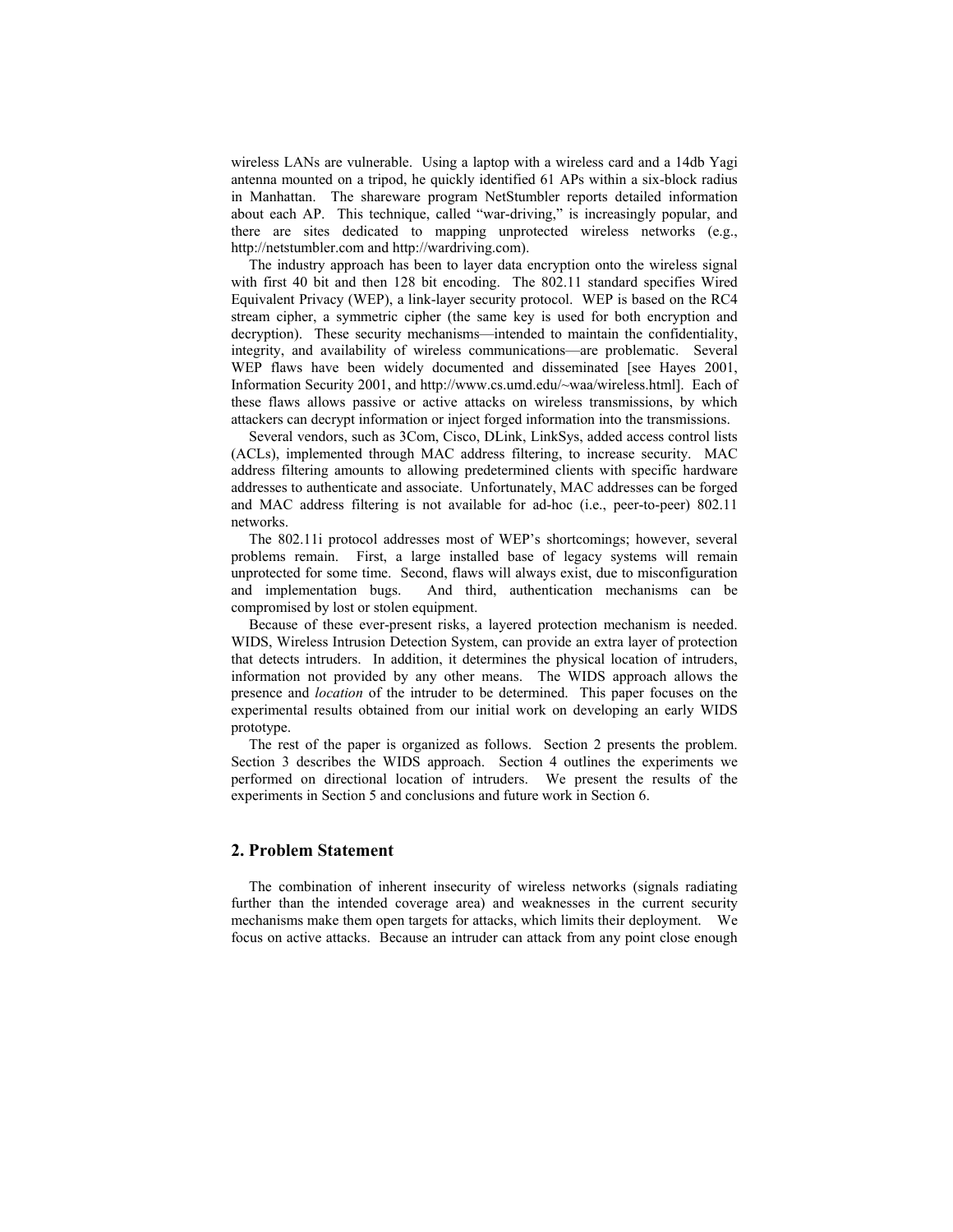wireless LANs are vulnerable. Using a laptop with a wireless card and a 14db Yagi antenna mounted on a tripod, he quickly identified 61 APs within a six-block radius in Manhattan. The shareware program NetStumbler reports detailed information about each AP. This technique, called "war-driving," is increasingly popular, and there are sites dedicated to mapping unprotected wireless networks (e.g., http://netstumbler.com and http://wardriving.com).

The industry approach has been to layer data encryption onto the wireless signal with first 40 bit and then 128 bit encoding. The 802.11 standard specifies Wired Equivalent Privacy (WEP), a link-layer security protocol. WEP is based on the RC4 stream cipher, a symmetric cipher (the same key is used for both encryption and decryption). These security mechanisms—intended to maintain the confidentiality, integrity, and availability of wireless communications—are problematic. Several WEP flaws have been widely documented and disseminated [see Hayes 2001, Information Security 2001, and http://www.cs.umd.edu/~waa/wireless.html]. Each of these flaws allows passive or active attacks on wireless transmissions, by which attackers can decrypt information or inject forged information into the transmissions.

Several vendors, such as 3Com, Cisco, DLink, LinkSys, added access control lists (ACLs), implemented through MAC address filtering, to increase security. MAC address filtering amounts to allowing predetermined clients with specific hardware addresses to authenticate and associate. Unfortunately, MAC addresses can be forged and MAC address filtering is not available for ad-hoc (i.e., peer-to-peer) 802.11 networks.

The 802.11i protocol addresses most of WEP's shortcomings; however, several problems remain. First, a large installed base of legacy systems will remain unprotected for some time. Second, flaws will always exist, due to misconfiguration and implementation bugs. And third, authentication mechanisms can be compromised by lost or stolen equipment.

Because of these ever-present risks, a layered protection mechanism is needed. WIDS, Wireless Intrusion Detection System, can provide an extra layer of protection that detects intruders. In addition, it determines the physical location of intruders, information not provided by any other means. The WIDS approach allows the presence and *location* of the intruder to be determined. This paper focuses on the experimental results obtained from our initial work on developing an early WIDS prototype.

The rest of the paper is organized as follows. Section 2 presents the problem. Section 3 describes the WIDS approach. Section 4 outlines the experiments we performed on directional location of intruders. We present the results of the experiments in Section 5 and conclusions and future work in Section 6.

## 2. Problem Statement

The combination of inherent insecurity of wireless networks (signals radiating further than the intended coverage area) and weaknesses in the current security mechanisms make them open targets for attacks, which limits their deployment. We focus on active attacks. Because an intruder can attack from any point close enough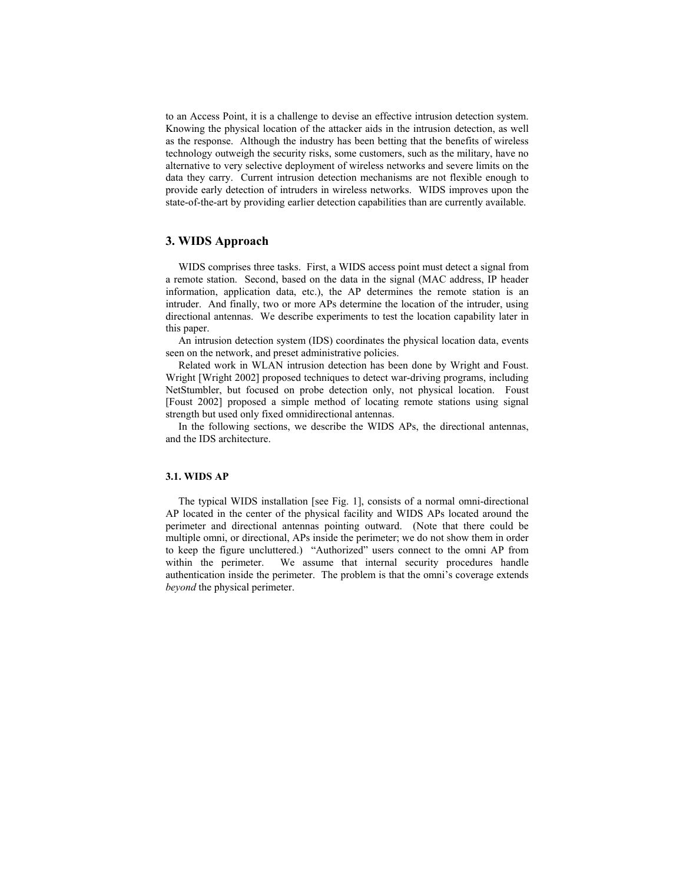to an Access Point, it is a challenge to devise an effective intrusion detection system. Knowing the physical location of the attacker aids in the intrusion detection, as well as the response. Although the industry has been betting that the benefits of wireless technology outweigh the security risks, some customers, such as the military, have no alternative to very selective deployment of wireless networks and severe limits on the data they carry. Current intrusion detection mechanisms are not flexible enough to provide early detection of intruders in wireless networks. WIDS improves upon the state-of-the-art by providing earlier detection capabilities than are currently available.

## 3. WIDS Approach

WIDS comprises three tasks. First, a WIDS access point must detect a signal from a remote station. Second, based on the data in the signal (MAC address, IP header information, application data, etc.), the AP determines the remote station is an intruder. And finally, two or more APs determine the location of the intruder, using directional antennas. We describe experiments to test the location capability later in this paper.

An intrusion detection system (IDS) coordinates the physical location data, events seen on the network, and preset administrative policies.

Related work in WLAN intrusion detection has been done by Wright and Foust. Wright [Wright 2002] proposed techniques to detect war-driving programs, including NetStumbler, but focused on probe detection only, not physical location. Foust [Foust 2002] proposed a simple method of locating remote stations using signal strength but used only fixed omnidirectional antennas.

In the following sections, we describe the WIDS APs, the directional antennas, and the IDS architecture.

### 3.1. WIDS AP

The typical WIDS installation [see Fig. 1], consists of a normal omni-directional AP located in the center of the physical facility and WIDS APs located around the perimeter and directional antennas pointing outward. (Note that there could be multiple omni, or directional, APs inside the perimeter; we do not show them in order to keep the figure uncluttered.) "Authorized" users connect to the omni AP from within the perimeter. We assume that internal security procedures handle authentication inside the perimeter. The problem is that the omni's coverage extends *beyond* the physical perimeter.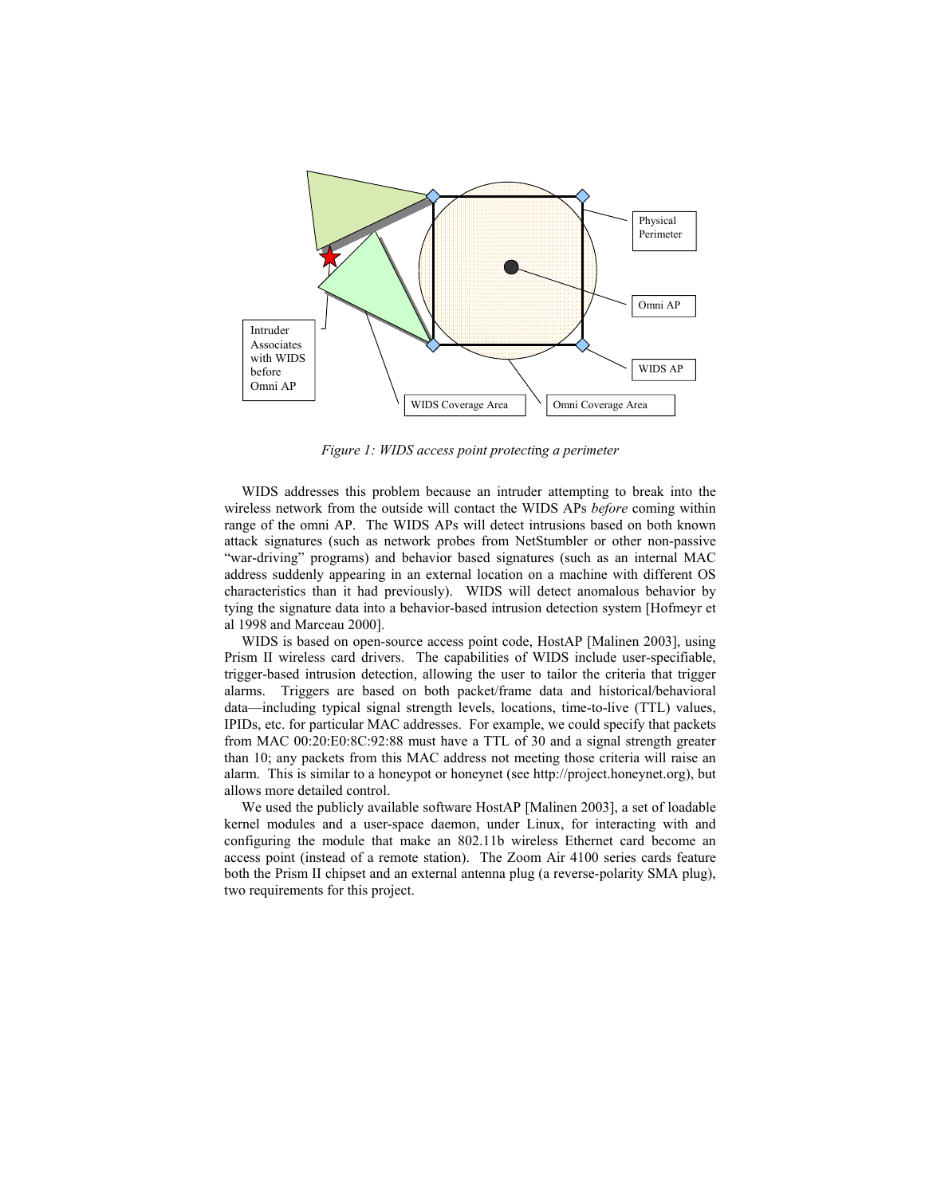*Figure 1: WIDS access point protecting a perimeter*

WIDS addresses this problem because an intruder attempting to break into the wireless network from the outside will contact the WIDS APs *before* coming within range of the omni AP. The WIDS APs will detect intrusions based on both known attack signatures (such as network probes from NetStumbler or other non-passive "war-driving" programs) and behavior based signatures (such as an internal MAC address suddenly appearing in an external location on a machine with different OS characteristics than it had previously). WIDS will detect anomalous behavior by tying the signature data into a behavior-based intrusion detection system [Hofmeyr et al 1998 and Marceau 2000].

WIDS is based on open-source access point code, HostAP [Malinen 2003], using Prism II wireless card drivers. The capabilities of WIDS include user-specifiable, trigger-based intrusion detection, allowing the user to tailor the criteria that trigger alarms. Triggers are based on both packet/frame data and historical/behavioral data—including typical signal strength levels, locations, time-to-live (TTL) values, IPIDs, etc. for particular MAC addresses. For example, we could specify that packets from MAC 00:20:E0:8C:92:88 must have a TTL of 30 and a signal strength greater than 10; any packets from this MAC address not meeting those criteria will raise an alarm. This is similar to a honeypot or honeynet (see http://project.honeynet.org), but allows more detailed control.

We used the publicly available software HostAP [Malinen 2003], a set of loadable kernel modules and a user-space daemon, under Linux, for interacting with and configuring the module that make an 802.11b wireless Ethernet card become an access point (instead of a remote station). The Zoom Air 4100 series cards feature both the Prism II chipset and an external antenna plug (a reverse-polarity SMA plug), two requirements for this project.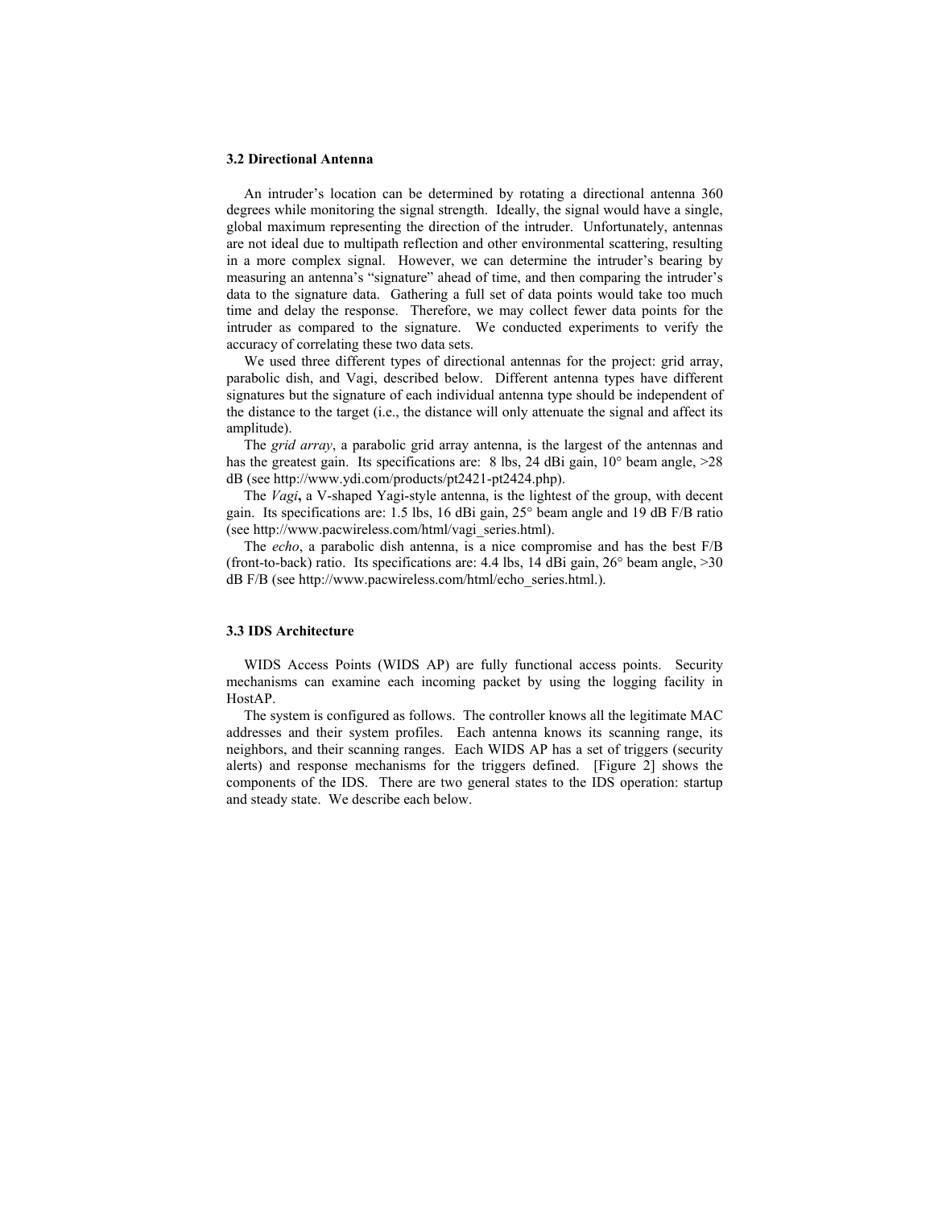### 3.2 Directional Antenna

An intruder's location can be determined by rotating a directional antenna 360 degrees while monitoring the signal strength. Ideally, the signal would have a single, global maximum representing the direction of the intruder. Unfortunately, antennas are not ideal due to multipath reflection and other environmental scattering, resulting in a more complex signal. However, we can determine the intruder's bearing by measuring an antenna's "signature" ahead of time, and then comparing the intruder's data to the signature data. Gathering a full set of data points would take too much time and delay the response. Therefore, we may collect fewer data points for the intruder as compared to the signature. We conducted experiments to verify the accuracy of correlating these two data sets.

We used three different types of directional antennas for the project: grid array, parabolic dish, and Vagi, described below. Different antenna types have different signatures but the signature of each individual antenna type should be independent of the distance to the target (i.e., the distance will only attenuate the signal and affect its amplitude).

The *grid array*, a parabolic grid array antenna, is the largest of the antennas and has the greatest gain. Its specifications are: 8 lbs, 24 dBi gain, 10° beam angle, >28 dB (see http://www.ydi.com/products/pt2421-pt2424.php).

The ***Vagi***, a V-shaped Yagi-style antenna, is the lightest of the group, with decent gain. Its specifications are: 1.5 lbs, 16 dBi gain, 25° beam angle and 19 dB F/B ratio (see http://www.pacwireless.com/html/vagi_series.html).

The *echo*, a parabolic dish antenna, is a nice compromise and has the best F/B (front-to-back) ratio. Its specifications are: 4.4 lbs, 14 dBi gain, 26° beam angle, >30 dB F/B (see http://www.pacwireless.com/html/echo_series.html.).

### 3.3 IDS Architecture

WIDS Access Points (WIDS AP) are fully functional access points. Security mechanisms can examine each incoming packet by using the logging facility in HostAP.

The system is configured as follows. The controller knows all the legitimate MAC addresses and their system profiles. Each antenna knows its scanning range, its neighbors, and their scanning ranges. Each WIDS AP has a set of triggers (security alerts) and response mechanisms for the triggers defined. [Figure 2] shows the components of the IDS. There are two general states to the IDS operation: startup and steady state. We describe each below.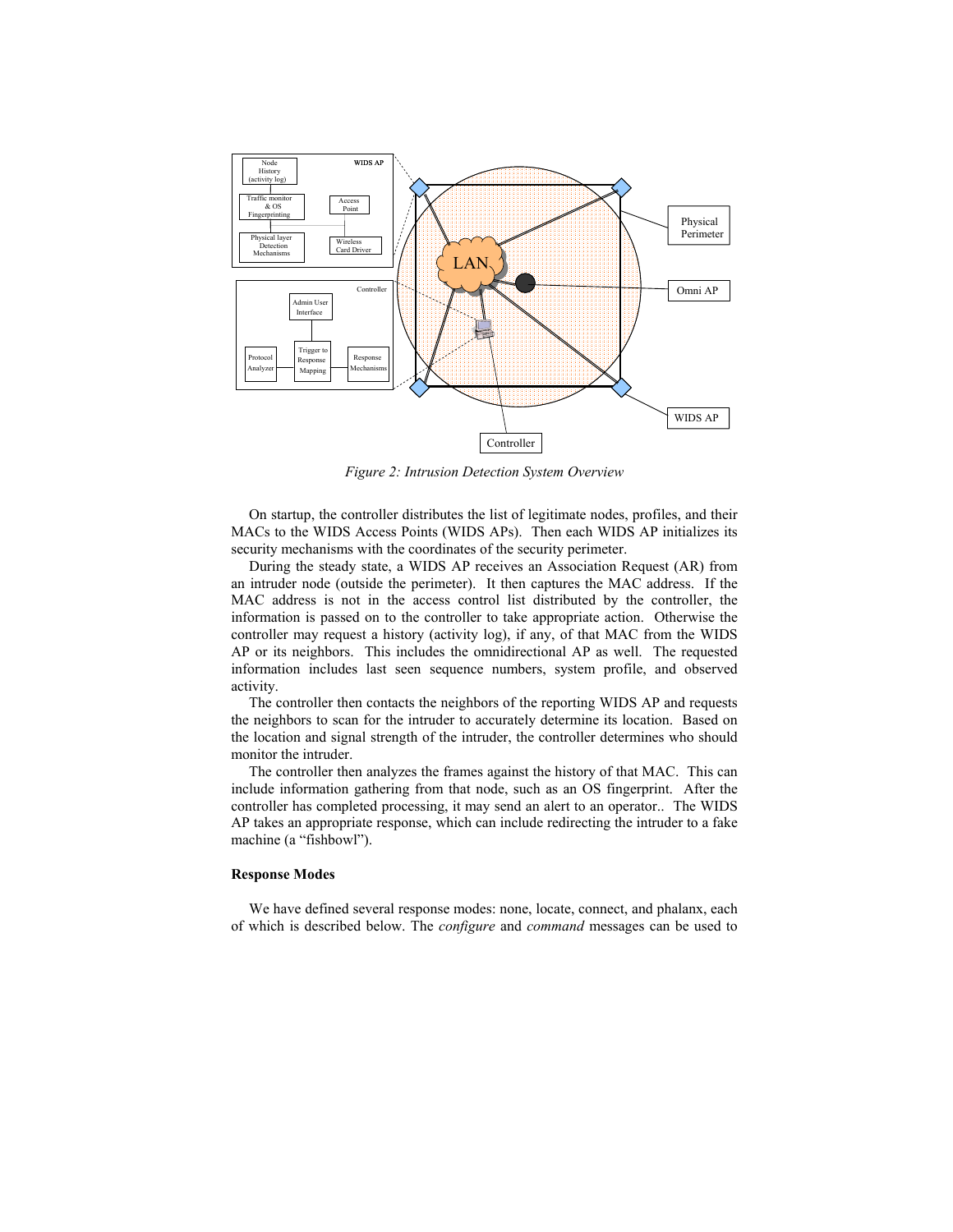*Figure 2: Intrusion Detection System Overview*

On startup, the controller distributes the list of legitimate nodes, profiles, and their MACs to the WIDS Access Points (WIDS APs). Then each WIDS AP initializes its security mechanisms with the coordinates of the security perimeter.

During the steady state, a WIDS AP receives an Association Request (AR) from an intruder node (outside the perimeter). It then captures the MAC address. If the MAC address is not in the access control list distributed by the controller, the information is passed on to the controller to take appropriate action. Otherwise the controller may request a history (activity log), if any, of that MAC from the WIDS AP or its neighbors. This includes the omnidirectional AP as well. The requested information includes last seen sequence numbers, system profile, and observed activity.

The controller then contacts the neighbors of the reporting WIDS AP and requests the neighbors to scan for the intruder to accurately determine its location. Based on the location and signal strength of the intruder, the controller determines who should monitor the intruder.

The controller then analyzes the frames against the history of that MAC. This can include information gathering from that node, such as an OS fingerprint. After the controller has completed processing, it may send an alert to an operator.. The WIDS AP takes an appropriate response, which can include redirecting the intruder to a fake machine (a "fishbowl").

### Response Modes

We have defined several response modes: none, locate, connect, and phalanx, each of which is described below. The *configure* and *command* messages can be used to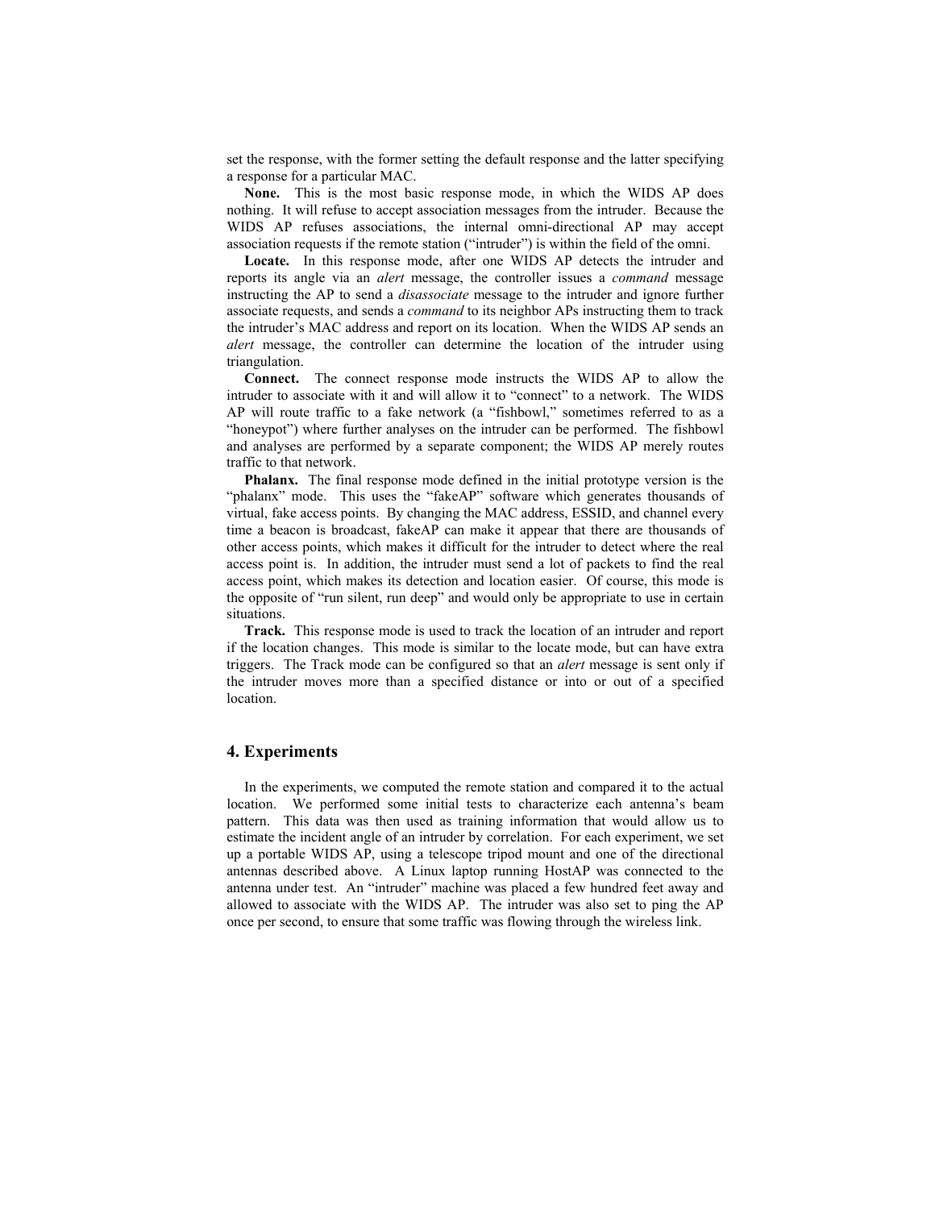set the response, with the former setting the default response and the latter specifying a response for a particular MAC.

**None.** This is the most basic response mode, in which the WIDS AP does nothing. It will refuse to accept association messages from the intruder. Because the WIDS AP refuses associations, the internal omni-directional AP may accept association requests if the remote station ("intruder") is within the field of the omni.

**Locate.** In this response mode, after one WIDS AP detects the intruder and reports its angle via an *alert* message, the controller issues a *command* message instructing the AP to send a *disassociate* message to the intruder and ignore further associate requests, and sends a *command* to its neighbor APs instructing them to track the intruder's MAC address and report on its location. When the WIDS AP sends an *alert* message, the controller can determine the location of the intruder using triangulation.

**Connect.** The connect response mode instructs the WIDS AP to allow the intruder to associate with it and will allow it to "connect" to a network. The WIDS AP will route traffic to a fake network (a "fishbowl," sometimes referred to as a "honeypot") where further analyses on the intruder can be performed. The fishbowl and analyses are performed by a separate component; the WIDS AP merely routes traffic to that network.

**Phalanx.** The final response mode defined in the initial prototype version is the "phalanx" mode. This uses the "fakeAP" software which generates thousands of virtual, fake access points. By changing the MAC address, ESSID, and channel every time a beacon is broadcast, fakeAP can make it appear that there are thousands of other access points, which makes it difficult for the intruder to detect where the real access point is. In addition, the intruder must send a lot of packets to find the real access point, which makes its detection and location easier. Of course, this mode is the opposite of "run silent, run deep" and would only be appropriate to use in certain situations.

**Track.** This response mode is used to track the location of an intruder and report if the location changes. This mode is similar to the locate mode, but can have extra triggers. The Track mode can be configured so that an *alert* message is sent only if the intruder moves more than a specified distance or into or out of a specified location.

## 4. Experiments

In the experiments, we computed the remote station and compared it to the actual location. We performed some initial tests to characterize each antenna's beam pattern. This data was then used as training information that would allow us to estimate the incident angle of an intruder by correlation. For each experiment, we set up a portable WIDS AP, using a telescope tripod mount and one of the directional antennas described above. A Linux laptop running HostAP was connected to the antenna under test. An "intruder" machine was placed a few hundred feet away and allowed to associate with the WIDS AP. The intruder was also set to ping the AP once per second, to ensure that some traffic was flowing through the wireless link.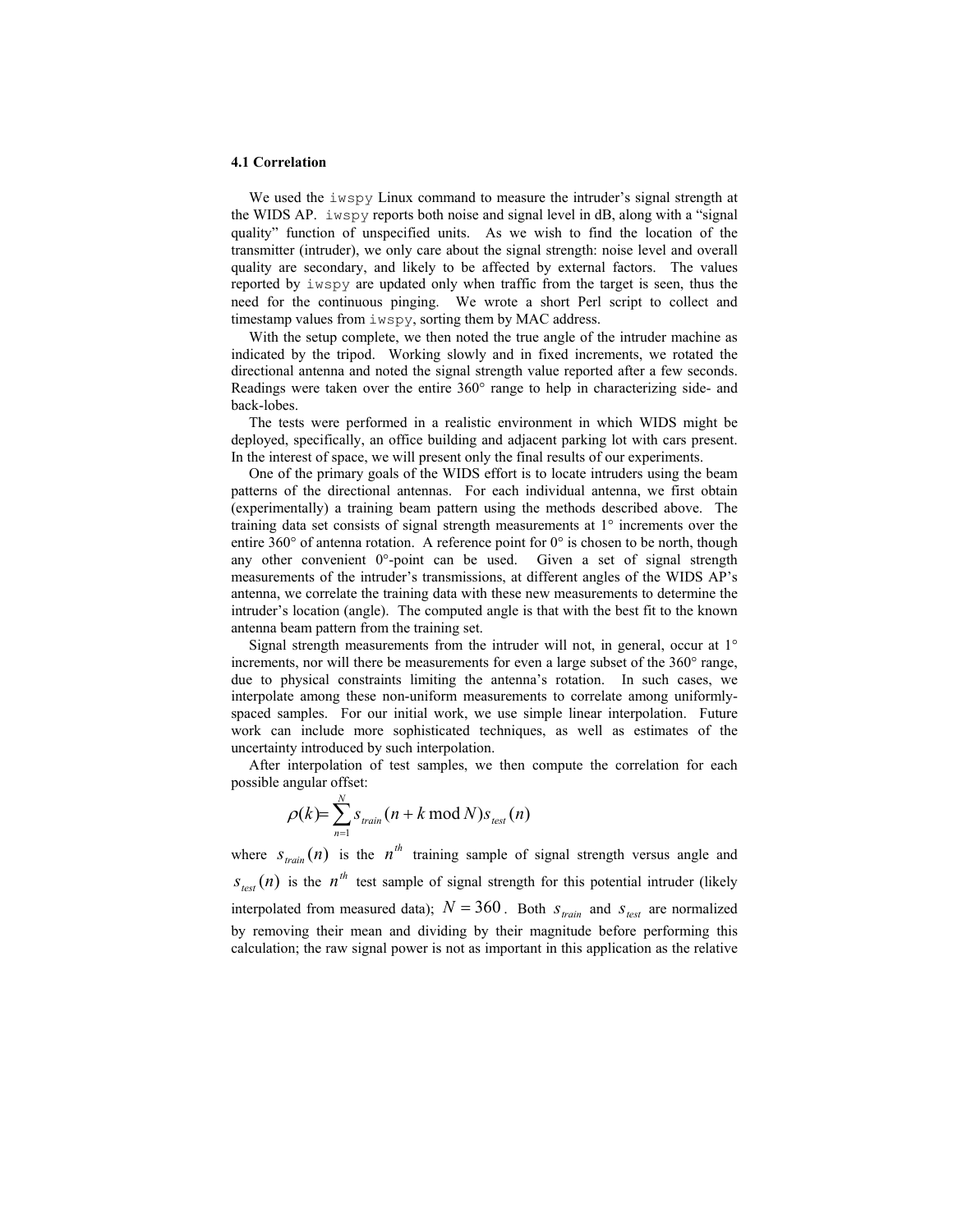### 4.1 Correlation

We used the `iwspy` Linux command to measure the intruder's signal strength at the WIDS AP. `iwspy` reports both noise and signal level in dB, along with a "signal quality" function of unspecified units. As we wish to find the location of the transmitter (intruder), we only care about the signal strength: noise level and overall quality are secondary, and likely to be affected by external factors. The values reported by `iwspy` are updated only when traffic from the target is seen, thus the need for the continuous pinging. We wrote a short Perl script to collect and timestamp values from `iwspy`, sorting them by MAC address.

With the setup complete, we then noted the true angle of the intruder machine as indicated by the tripod. Working slowly and in fixed increments, we rotated the directional antenna and noted the signal strength value reported after a few seconds. Readings were taken over the entire 360° range to help in characterizing side- and back-lobes.

The tests were performed in a realistic environment in which WIDS might be deployed, specifically, an office building and adjacent parking lot with cars present. In the interest of space, we will present only the final results of our experiments.

One of the primary goals of the WIDS effort is to locate intruders using the beam patterns of the directional antennas. For each individual antenna, we first obtain (experimentally) a training beam pattern using the methods described above. The training data set consists of signal strength measurements at 1° increments over the entire 360° of antenna rotation. A reference point for 0° is chosen to be north, though any other convenient 0°-point can be used. Given a set of signal strength measurements of the intruder's transmissions, at different angles of the WIDS AP's antenna, we correlate the training data with these new measurements to determine the intruder's location (angle). The computed angle is that with the best fit to the known antenna beam pattern from the training set.

Signal strength measurements from the intruder will not, in general, occur at 1° increments, nor will there be measurements for even a large subset of the 360° range, due to physical constraints limiting the antenna's rotation. In such cases, we interpolate among these non-uniform measurements to correlate among uniformly-spaced samples. For our initial work, we use simple linear interpolation. Future work can include more sophisticated techniques, as well as estimates of the uncertainty introduced by such interpolation.

After interpolation of test samples, we then compute the correlation for each possible angular offset:

$$\rho(k) = \sum_{n=1}^{N} s_{train}(n + k \bmod N) s_{test}(n)$$

where $s_{train}(n)$ is the $n^{th}$ training sample of signal strength versus angle and $s_{test}(n)$ is the $n^{th}$ test sample of signal strength for this potential intruder (likely interpolated from measured data); $N = 360$. Both $s_{train}$ and $s_{test}$ are normalized by removing their mean and dividing by their magnitude before performing this calculation; the raw signal power is not as important in this application as the relative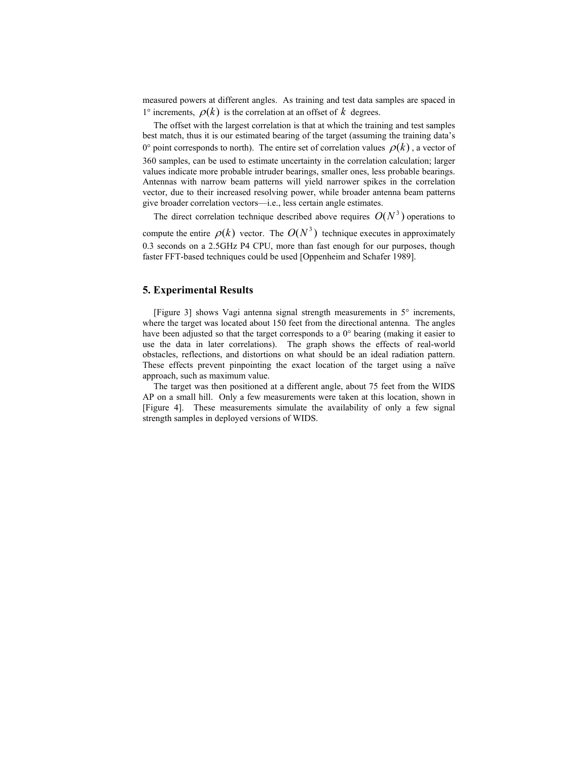measured powers at different angles. As training and test data samples are spaced in 1° increments, $\rho(k)$ is the correlation at an offset of $k$ degrees.

The offset with the largest correlation is that at which the training and test samples best match, thus it is our estimated bearing of the target (assuming the training data's 0° point corresponds to north). The entire set of correlation values $\rho(k)$, a vector of 360 samples, can be used to estimate uncertainty in the correlation calculation; larger values indicate more probable intruder bearings, smaller ones, less probable bearings. Antennas with narrow beam patterns will yield narrower spikes in the correlation vector, due to their increased resolving power, while broader antenna beam patterns give broader correlation vectors—i.e., less certain angle estimates.

The direct correlation technique described above requires $O(N^3)$ operations to compute the entire $\rho(k)$ vector. The $O(N^3)$ technique executes in approximately 0.3 seconds on a 2.5GHz P4 CPU, more than fast enough for our purposes, though faster FFT-based techniques could be used [Oppenheim and Schafer 1989].

## 5. Experimental Results

[Figure 3] shows Vagi antenna signal strength measurements in 5° increments, where the target was located about 150 feet from the directional antenna. The angles have been adjusted so that the target corresponds to a 0° bearing (making it easier to use the data in later correlations). The graph shows the effects of real-world obstacles, reflections, and distortions on what should be an ideal radiation pattern. These effects prevent pinpointing the exact location of the target using a naïve approach, such as maximum value.

The target was then positioned at a different angle, about 75 feet from the WIDS AP on a small hill. Only a few measurements were taken at this location, shown in [Figure 4]. These measurements simulate the availability of only a few signal strength samples in deployed versions of WIDS.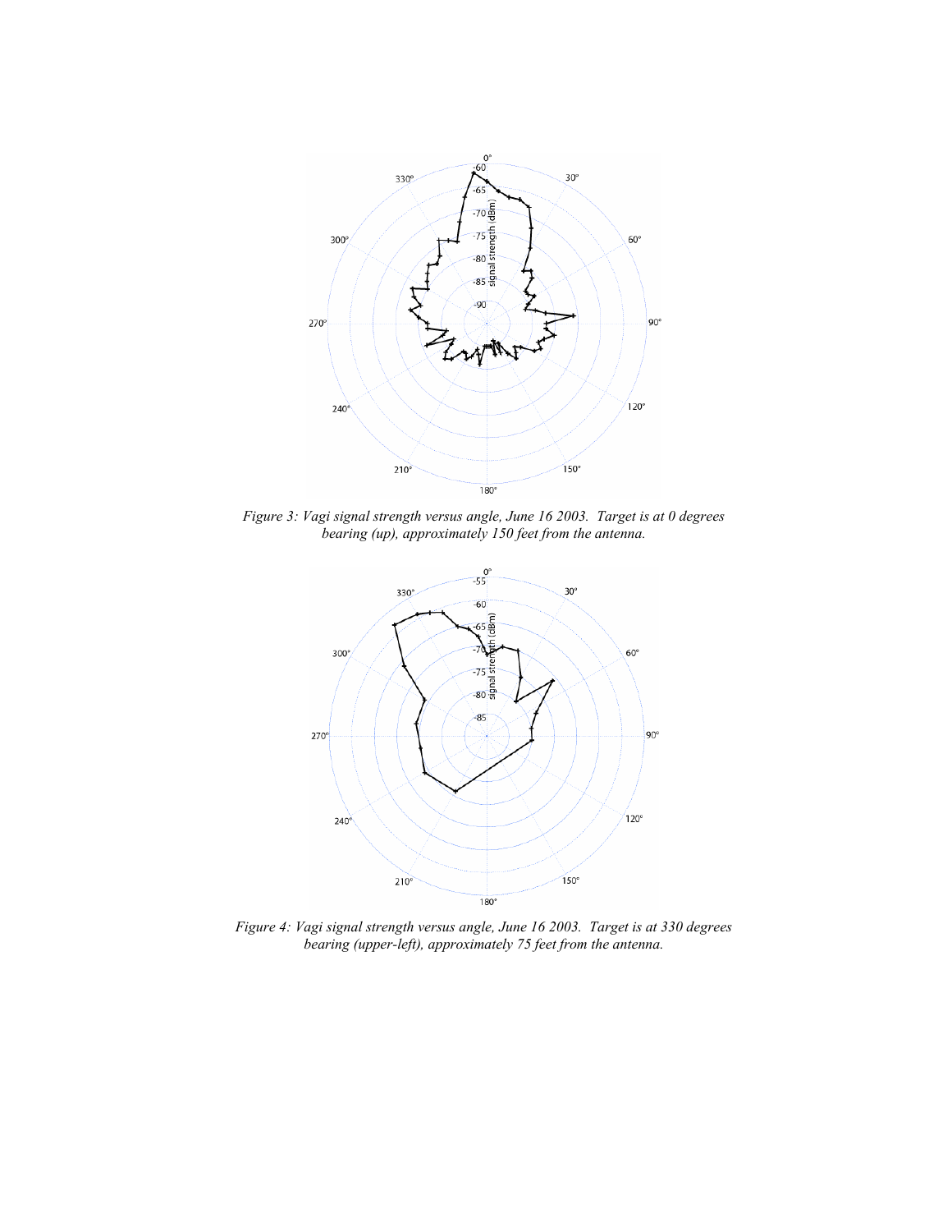*Figure 3: Vagi signal strength versus angle, June 16 2003. Target is at 0 degrees bearing (up), approximately 150 feet from the antenna.*

*Figure 4: Vagi signal strength versus angle, June 16 2003. Target is at 330 degrees bearing (upper-left), approximately 75 feet from the antenna.*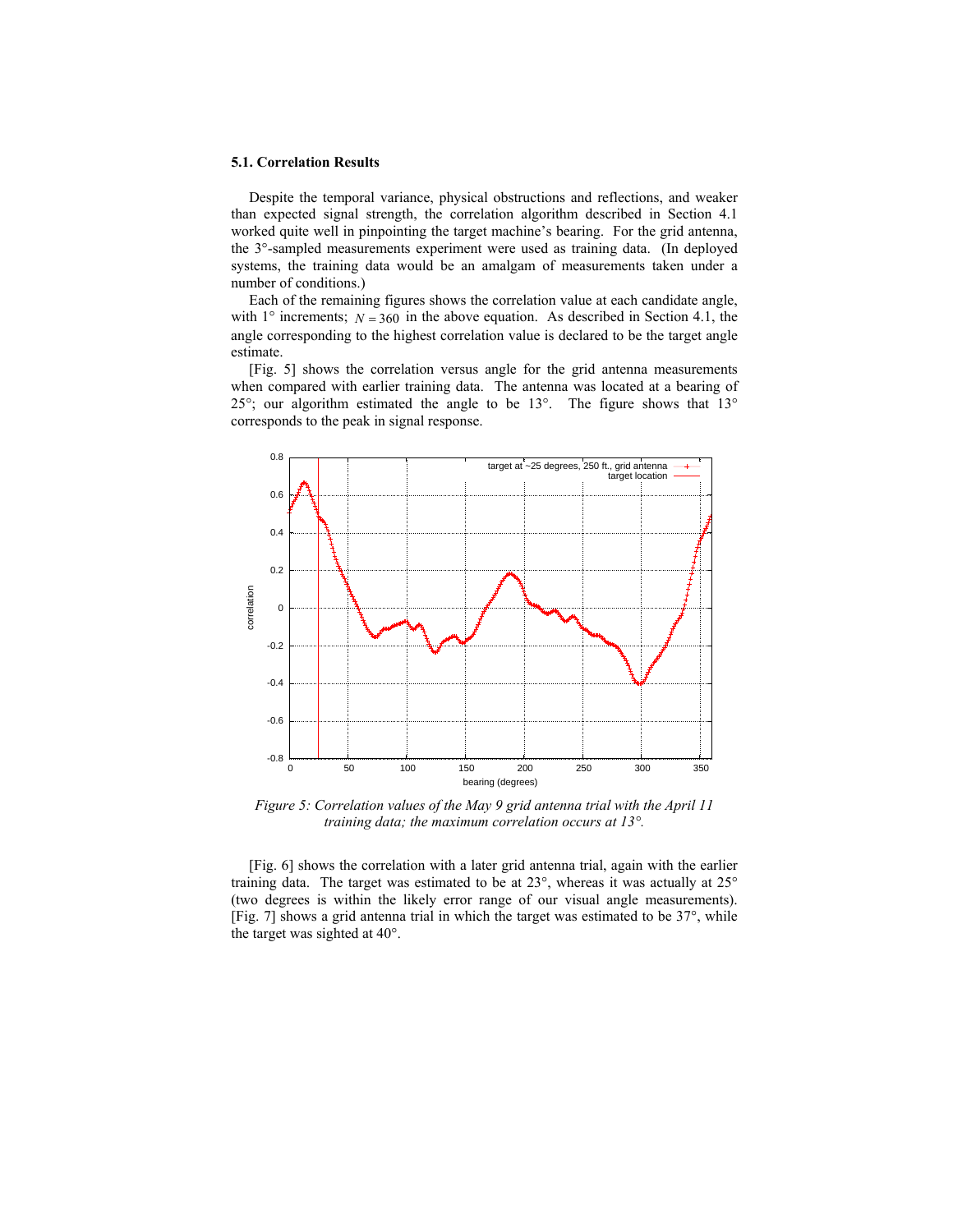### 5.1. Correlation Results

Despite the temporal variance, physical obstructions and reflections, and weaker than expected signal strength, the correlation algorithm described in Section 4.1 worked quite well in pinpointing the target machine's bearing. For the grid antenna, the 3°-sampled measurements experiment were used as training data. (In deployed systems, the training data would be an amalgam of measurements taken under a number of conditions.)

Each of the remaining figures shows the correlation value at each candidate angle, with 1° increments; $N = 360$ in the above equation. As described in Section 4.1, the angle corresponding to the highest correlation value is declared to be the target angle estimate.

[Fig. 5] shows the correlation versus angle for the grid antenna measurements when compared with earlier training data. The antenna was located at a bearing of 25°; our algorithm estimated the angle to be 13°. The figure shows that 13° corresponds to the peak in signal response.

*Figure 5: Correlation values of the May 9 grid antenna trial with the April 11 training data; the maximum correlation occurs at 13°.*

[Fig. 6] shows the correlation with a later grid antenna trial, again with the earlier training data. The target was estimated to be at 23°, whereas it was actually at 25° (two degrees is within the likely error range of our visual angle measurements). [Fig. 7] shows a grid antenna trial in which the target was estimated to be 37°, while the target was sighted at 40°.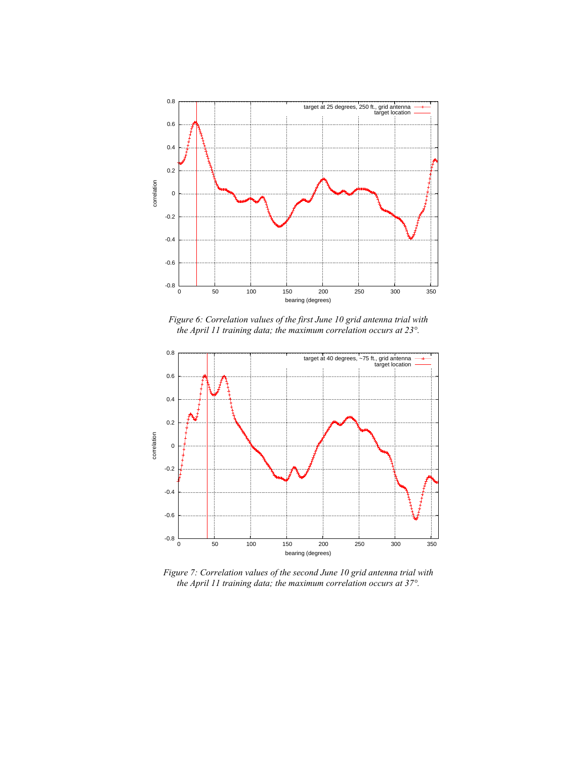*Figure 6: Correlation values of the first June 10 grid antenna trial with the April 11 training data; the maximum correlation occurs at 23°.*

*Figure 7: Correlation values of the second June 10 grid antenna trial with the April 11 training data; the maximum correlation occurs at 37°.*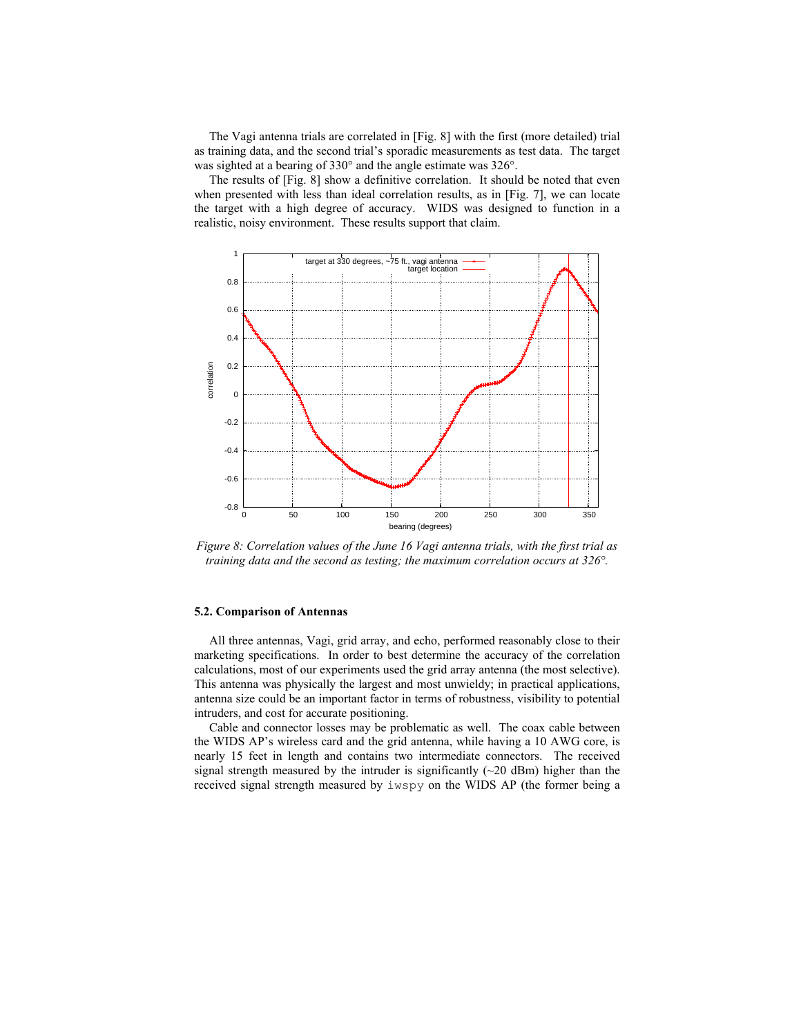The Vagi antenna trials are correlated in [Fig. 8] with the first (more detailed) trial as training data, and the second trial's sporadic measurements as test data. The target was sighted at a bearing of 330° and the angle estimate was 326°.

The results of [Fig. 8] show a definitive correlation. It should be noted that even when presented with less than ideal correlation results, as in [Fig. 7], we can locate the target with a high degree of accuracy. WIDS was designed to function in a realistic, noisy environment. These results support that claim.

*Figure 8: Correlation values of the June 16 Vagi antenna trials, with the first trial as training data and the second as testing; the maximum correlation occurs at 326°.*

### 5.2. Comparison of Antennas

All three antennas, Vagi, grid array, and echo, performed reasonably close to their marketing specifications. In order to best determine the accuracy of the correlation calculations, most of our experiments used the grid array antenna (the most selective). This antenna was physically the largest and most unwieldy; in practical applications, antenna size could be an important factor in terms of robustness, visibility to potential intruders, and cost for accurate positioning.

Cable and connector losses may be problematic as well. The coax cable between the WIDS AP's wireless card and the grid antenna, while having a 10 AWG core, is nearly 15 feet in length and contains two intermediate connectors. The received signal strength measured by the intruder is significantly (~20 dBm) higher than the received signal strength measured by `iwspy` on the WIDS AP (the former being a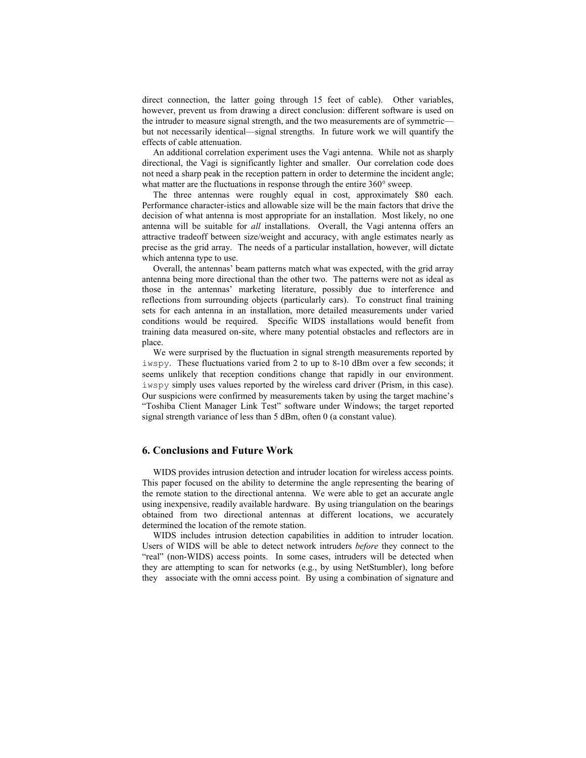direct connection, the latter going through 15 feet of cable). Other variables, however, prevent us from drawing a direct conclusion: different software is used on the intruder to measure signal strength, and the two measurements are of symmetric—but not necessarily identical—signal strengths. In future work we will quantify the effects of cable attenuation.

An additional correlation experiment uses the Vagi antenna. While not as sharply directional, the Vagi is significantly lighter and smaller. Our correlation code does not need a sharp peak in the reception pattern in order to determine the incident angle; what matter are the fluctuations in response through the entire 360° sweep.

The three antennas were roughly equal in cost, approximately $80 each. Performance character-istics and allowable size will be the main factors that drive the decision of what antenna is most appropriate for an installation. Most likely, no one antenna will be suitable for *all* installations. Overall, the Vagi antenna offers an attractive tradeoff between size/weight and accuracy, with angle estimates nearly as precise as the grid array. The needs of a particular installation, however, will dictate which antenna type to use.

Overall, the antennas' beam patterns match what was expected, with the grid array antenna being more directional than the other two. The patterns were not as ideal as those in the antennas' marketing literature, possibly due to interference and reflections from surrounding objects (particularly cars). To construct final training sets for each antenna in an installation, more detailed measurements under varied conditions would be required. Specific WIDS installations would benefit from training data measured on-site, where many potential obstacles and reflectors are in place.

We were surprised by the fluctuation in signal strength measurements reported by `iwspy`. These fluctuations varied from 2 to up to 8-10 dBm over a few seconds; it seems unlikely that reception conditions change that rapidly in our environment. `iwspy` simply uses values reported by the wireless card driver (Prism, in this case). Our suspicions were confirmed by measurements taken by using the target machine's "Toshiba Client Manager Link Test" software under Windows; the target reported signal strength variance of less than 5 dBm, often 0 (a constant value).

## 6. Conclusions and Future Work

WIDS provides intrusion detection and intruder location for wireless access points. This paper focused on the ability to determine the angle representing the bearing of the remote station to the directional antenna. We were able to get an accurate angle using inexpensive, readily available hardware. By using triangulation on the bearings obtained from two directional antennas at different locations, we accurately determined the location of the remote station.

WIDS includes intrusion detection capabilities in addition to intruder location. Users of WIDS will be able to detect network intruders *before* they connect to the "real" (non-WIDS) access points. In some cases, intruders will be detected when they are attempting to scan for networks (e.g., by using NetStumbler), long before they associate with the omni access point. By using a combination of signature and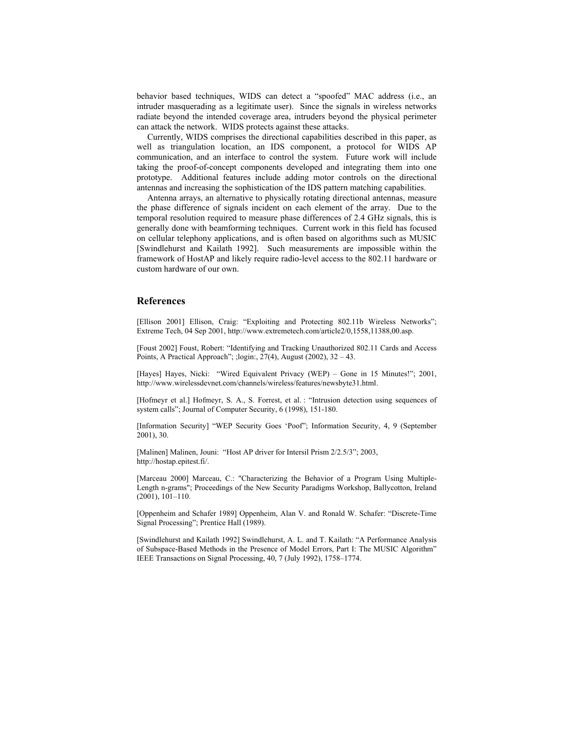behavior based techniques, WIDS can detect a "spoofed" MAC address (i.e., an intruder masquerading as a legitimate user). Since the signals in wireless networks radiate beyond the intended coverage area, intruders beyond the physical perimeter can attack the network. WIDS protects against these attacks.

Currently, WIDS comprises the directional capabilities described in this paper, as well as triangulation location, an IDS component, a protocol for WIDS AP communication, and an interface to control the system. Future work will include taking the proof-of-concept components developed and integrating them into one prototype. Additional features include adding motor controls on the directional antennas and increasing the sophistication of the IDS pattern matching capabilities.

Antenna arrays, an alternative to physically rotating directional antennas, measure the phase difference of signals incident on each element of the array. Due to the temporal resolution required to measure phase differences of 2.4 GHz signals, this is generally done with beamforming techniques. Current work in this field has focused on cellular telephony applications, and is often based on algorithms such as MUSIC [Swindlehurst and Kailath 1992]. Such measurements are impossible within the framework of HostAP and likely require radio-level access to the 802.11 hardware or custom hardware of our own.

## References

[Ellison 2001] Ellison, Craig: "Exploiting and Protecting 802.11b Wireless Networks"; Extreme Tech, 04 Sep 2001, http://www.extremetech.com/article2/0,1558,11388,00.asp.

[Foust 2002] Foust, Robert: "Identifying and Tracking Unauthorized 802.11 Cards and Access Points, A Practical Approach"; ;login:, 27(4), August (2002), 32 – 43.

[Hayes] Hayes, Nicki: "Wired Equivalent Privacy (WEP) – Gone in 15 Minutes!"; 2001, http://www.wirelessdevnet.com/channels/wireless/features/newsbyte31.html.

[Hofmeyr et al.] Hofmeyr, S. A., S. Forrest, et al. : "Intrusion detection using sequences of system calls"; Journal of Computer Security, 6 (1998), 151-180.

[Information Security] "WEP Security Goes 'Poof'"; Information Security, 4, 9 (September 2001), 30.

[Malinen] Malinen, Jouni: "Host AP driver for Intersil Prism 2/2.5/3"; 2003, http://hostap.epitest.fi/.

[Marceau 2000] Marceau, C.: "Characterizing the Behavior of a Program Using Multiple-Length n-grams"; Proceedings of the New Security Paradigms Workshop, Ballycotton, Ireland (2001), 101–110.

[Oppenheim and Schafer 1989] Oppenheim, Alan V. and Ronald W. Schafer: "Discrete-Time Signal Processing"; Prentice Hall (1989).

[Swindlehurst and Kailath 1992] Swindlehurst, A. L. and T. Kailath: "A Performance Analysis of Subspace-Based Methods in the Presence of Model Errors, Part I: The MUSIC Algorithm" IEEE Transactions on Signal Processing, 40, 7 (July 1992), 1758–1774.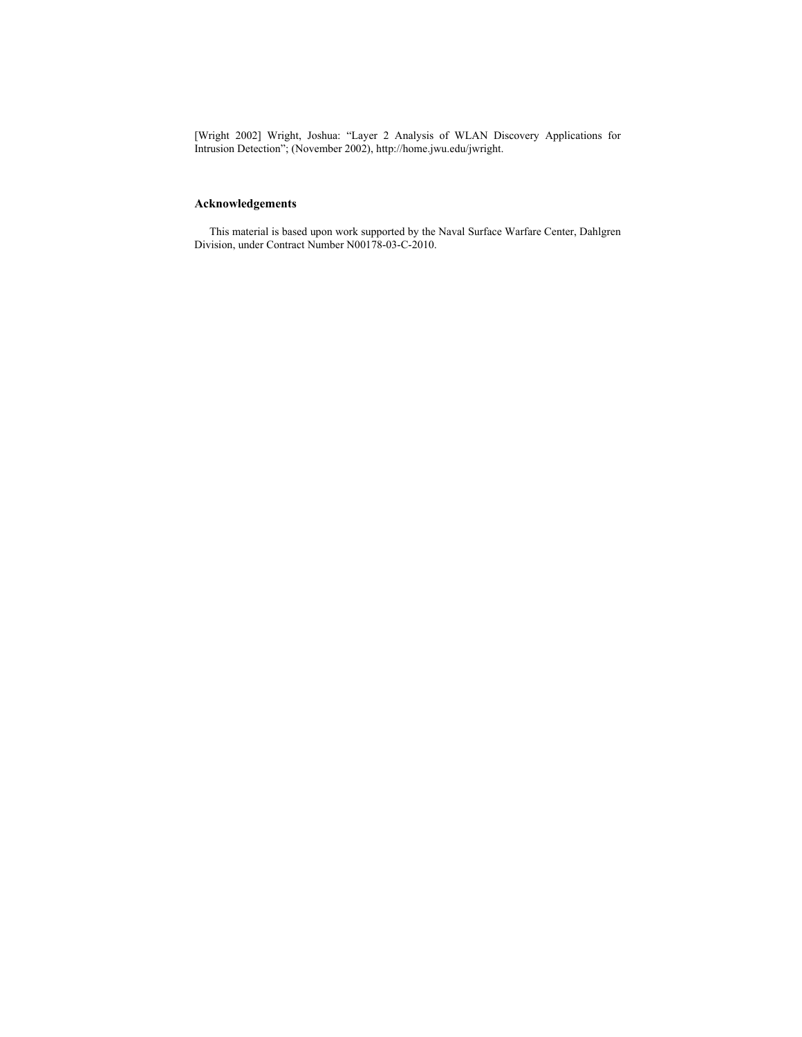[Wright 2002] Wright, Joshua: "Layer 2 Analysis of WLAN Discovery Applications for Intrusion Detection"; (November 2002), http://home.jwu.edu/jwright.

## Acknowledgements

This material is based upon work supported by the Naval Surface Warfare Center, Dahlgren Division, under Contract Number N00178-03-C-2010.